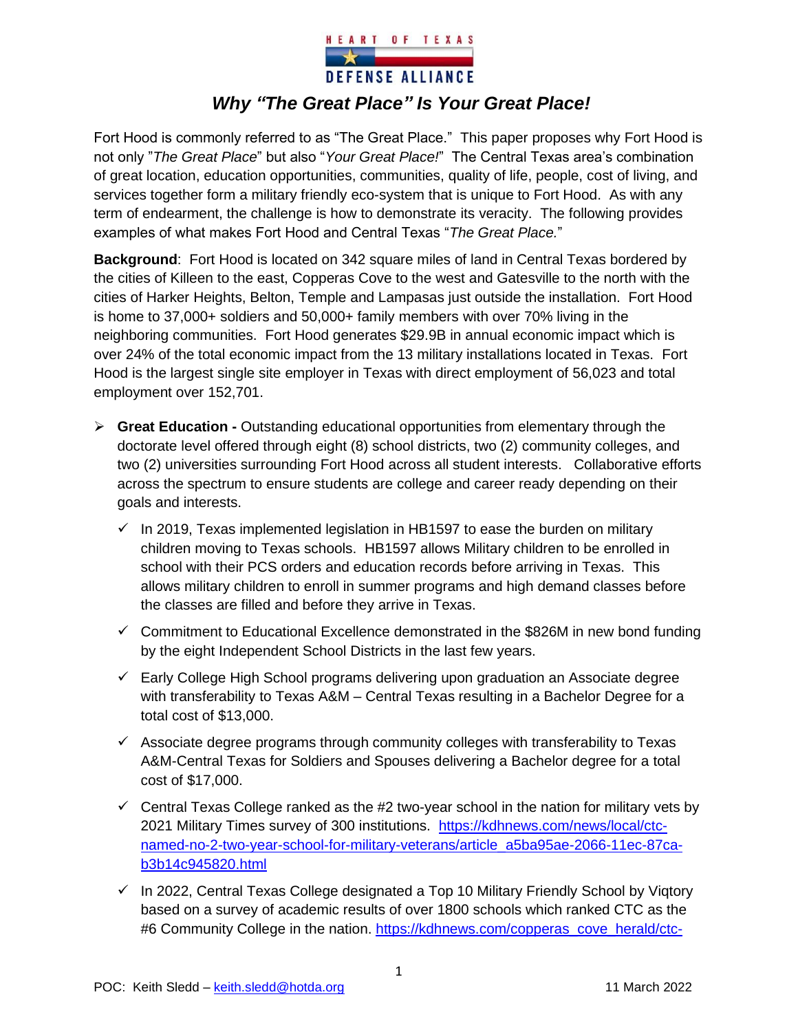HEART OF TEXAS DEFENSE ALLIANCE

# *Why "The Great Place" Is Your Great Place!*

Fort Hood is commonly referred to as "The Great Place." This paper proposes why Fort Hood is not only "*The Great Place*" but also "*Your Great Place!*" The Central Texas area's combination of great location, education opportunities, communities, quality of life, people, cost of living, and services together form a military friendly eco-system that is unique to Fort Hood. As with any term of endearment, the challenge is how to demonstrate its veracity. The following provides examples of what makes Fort Hood and Central Texas "*The Great Place.*"

**Background**: Fort Hood is located on 342 square miles of land in Central Texas bordered by the cities of Killeen to the east, Copperas Cove to the west and Gatesville to the north with the cities of Harker Heights, Belton, Temple and Lampasas just outside the installation. Fort Hood is home to 37,000+ soldiers and 50,000+ family members with over 70% living in the neighboring communities. Fort Hood generates $29.9B in annual economic impact which is over 24% of the total economic impact from the 13 military installations located in Texas. Fort Hood is the largest single site employer in Texas with direct employment of 56,023 and total employment over 152,701.

- **Great Education -** Outstanding educational opportunities from elementary through the doctorate level offered through eight (8) school districts, two (2) community colleges, and two (2) universities surrounding Fort Hood across all student interests. Collaborative efforts across the spectrum to ensure students are college and career ready depending on their goals and interests.
  - ✓ In 2019, Texas implemented legislation in HB1597 to ease the burden on military children moving to Texas schools. HB1597 allows Military children to be enrolled in school with their PCS orders and education records before arriving in Texas. This allows military children to enroll in summer programs and high demand classes before the classes are filled and before they arrive in Texas.
  - ✓ Commitment to Educational Excellence demonstrated in the $826M in new bond funding by the eight Independent School Districts in the last few years.
  - ✓ Early College High School programs delivering upon graduation an Associate degree with transferability to Texas A&M – Central Texas resulting in a Bachelor Degree for a total cost of $13,000.
  - ✓ Associate degree programs through community colleges with transferability to Texas A&M-Central Texas for Soldiers and Spouses delivering a Bachelor degree for a total cost of $17,000.
  - ✓ Central Texas College ranked as the #2 two-year school in the nation for military vets by 2021 Military Times survey of 300 institutions. https://kdhnews.com/news/local/ctc-named-no-2-two-year-school-for-military-veterans/article_a5ba95ae-2066-11ec-87ca-b3b14c945820.html
  - ✓ In 2022, Central Texas College designated a Top 10 Military Friendly School by Viqtory based on a survey of academic results of over 1800 schools which ranked CTC as the #6 Community College in the nation. https://kdhnews.com/copperas_cove_herald/ctc-

POC: Keith Sledd – keith.sledd@hotda.org 11 March 2022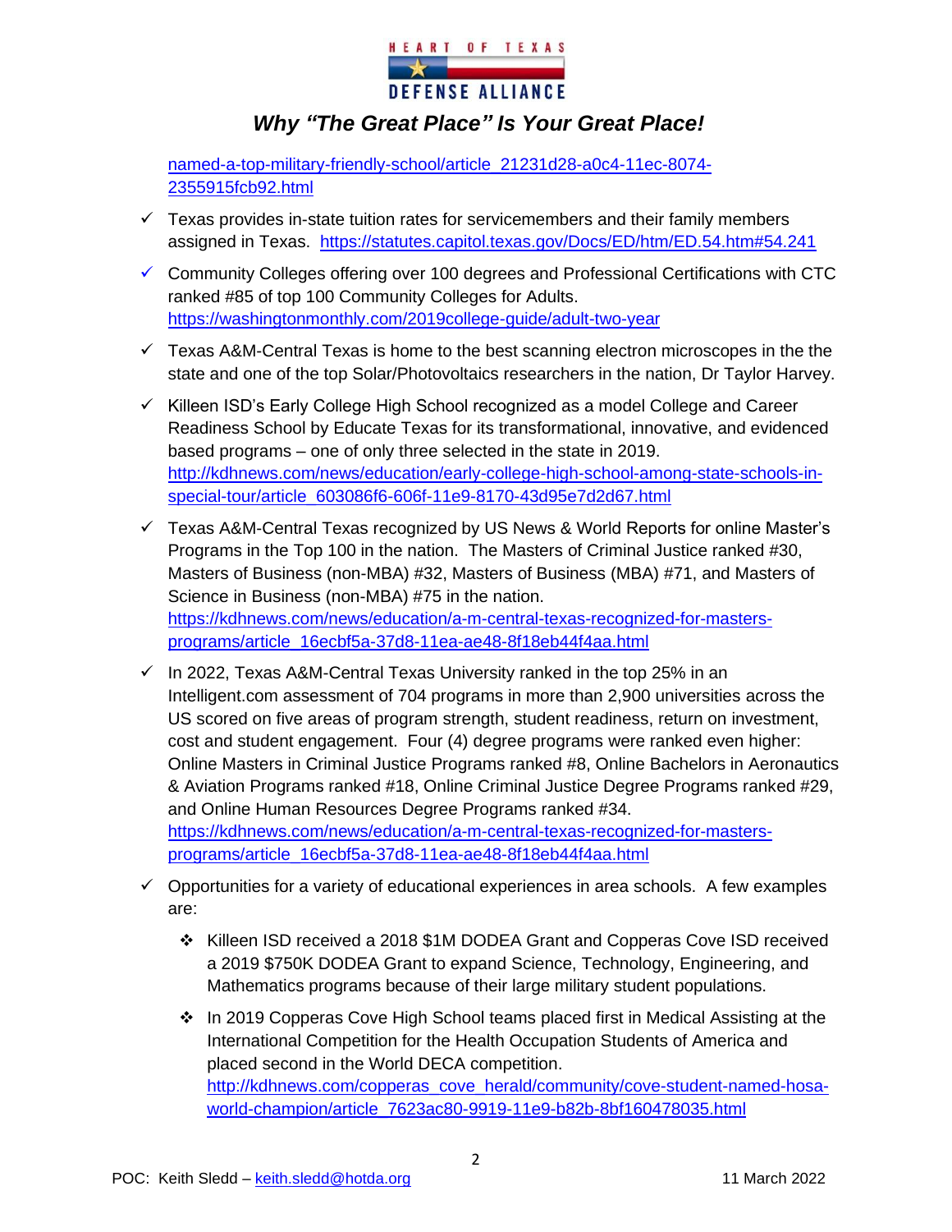named-a-top-military-friendly-school/article_21231d28-a0c4-11ec-8074-2355915fcb92.html

- ✓ Texas provides in-state tuition rates for servicemembers and their family members assigned in Texas. https://statutes.capitol.texas.gov/Docs/ED/htm/ED.54.htm#54.241
- ✓ Community Colleges offering over 100 degrees and Professional Certifications with CTC ranked #85 of top 100 Community Colleges for Adults. https://washingtonmonthly.com/2019college-guide/adult-two-year
- ✓ Texas A&M-Central Texas is home to the best scanning electron microscopes in the the state and one of the top Solar/Photovoltaics researchers in the nation, Dr Taylor Harvey.
- ✓ Killeen ISD's Early College High School recognized as a model College and Career Readiness School by Educate Texas for its transformational, innovative, and evidenced based programs – one of only three selected in the state in 2019. http://kdhnews.com/news/education/early-college-high-school-among-state-schools-in-special-tour/article_603086f6-606f-11e9-8170-43d95e7d2d67.html
- ✓ Texas A&M-Central Texas recognized by US News & World Reports for online Master's Programs in the Top 100 in the nation. The Masters of Criminal Justice ranked #30, Masters of Business (non-MBA) #32, Masters of Business (MBA) #71, and Masters of Science in Business (non-MBA) #75 in the nation. https://kdhnews.com/news/education/a-m-central-texas-recognized-for-masters-programs/article_16ecbf5a-37d8-11ea-ae48-8f18eb44f4aa.html
- ✓ In 2022, Texas A&M-Central Texas University ranked in the top 25% in an Intelligent.com assessment of 704 programs in more than 2,900 universities across the US scored on five areas of program strength, student readiness, return on investment, cost and student engagement. Four (4) degree programs were ranked even higher: Online Masters in Criminal Justice Programs ranked #8, Online Bachelors in Aeronautics & Aviation Programs ranked #18, Online Criminal Justice Degree Programs ranked #29, and Online Human Resources Degree Programs ranked #34. https://kdhnews.com/news/education/a-m-central-texas-recognized-for-masters-programs/article_16ecbf5a-37d8-11ea-ae48-8f18eb44f4aa.html
- ✓ Opportunities for a variety of educational experiences in area schools. A few examples are:
  - ❖ Killeen ISD received a 2018 $1M DODEA Grant and Copperas Cove ISD received a 2019 $750K DODEA Grant to expand Science, Technology, Engineering, and Mathematics programs because of their large military student populations.
  - ❖ In 2019 Copperas Cove High School teams placed first in Medical Assisting at the International Competition for the Health Occupation Students of America and placed second in the World DECA competition. http://kdhnews.com/copperas_cove_herald/community/cove-student-named-hosa-world-champion/article_7623ac80-9919-11e9-b82b-8bf160478035.html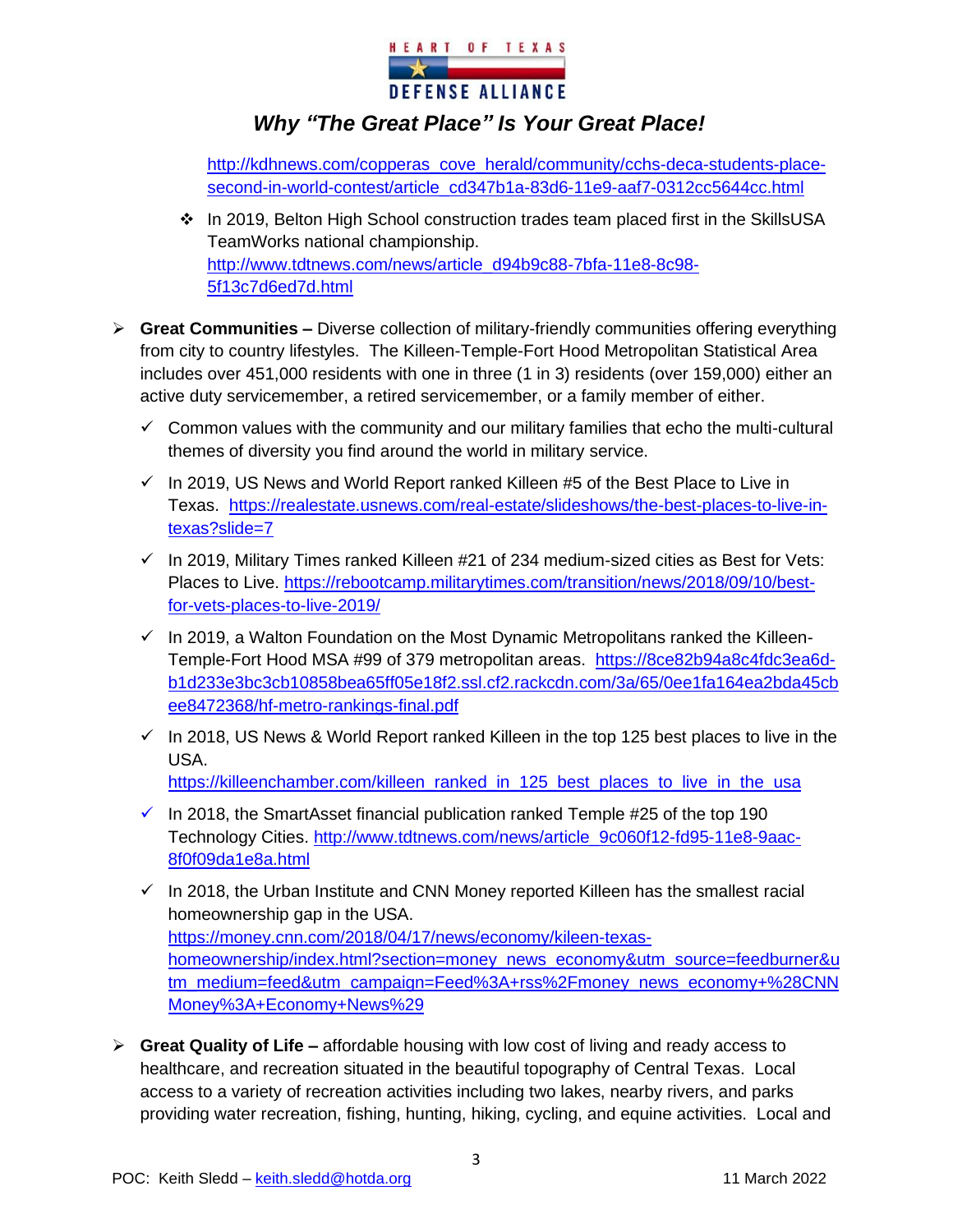http://kdhnews.com/copperas_cove_herald/community/cchs-deca-students-place-second-in-world-contest/article_cd347b1a-83d6-11e9-aaf7-0312cc5644cc.html

- In 2019, Belton High School construction trades team placed first in the SkillsUSA TeamWorks national championship. http://www.tdtnews.com/news/article_d94b9c88-7bfa-11e8-8c98-5f13c7d6ed7d.html

- **Great Communities –** Diverse collection of military-friendly communities offering everything from city to country lifestyles. The Killeen-Temple-Fort Hood Metropolitan Statistical Area includes over 451,000 residents with one in three (1 in 3) residents (over 159,000) either an active duty servicemember, a retired servicemember, or a family member of either.
  - ✓ Common values with the community and our military families that echo the multi-cultural themes of diversity you find around the world in military service.
  - ✓ In 2019, US News and World Report ranked Killeen #5 of the Best Place to Live in Texas. https://realestate.usnews.com/real-estate/slideshows/the-best-places-to-live-in-texas?slide=7
  - ✓ In 2019, Military Times ranked Killeen #21 of 234 medium-sized cities as Best for Vets: Places to Live. https://rebootcamp.militarytimes.com/transition/news/2018/09/10/best-for-vets-places-to-live-2019/
  - ✓ In 2019, a Walton Foundation on the Most Dynamic Metropolitans ranked the Killeen-Temple-Fort Hood MSA #99 of 379 metropolitan areas. https://8ce82b94a8c4fdc3ea6d-b1d233e3bc3cb10858bea65ff05e18f2.ssl.cf2.rackcdn.com/3a/65/0ee1fa164ea2bda45cbee8472368/hf-metro-rankings-final.pdf
  - ✓ In 2018, US News & World Report ranked Killeen in the top 125 best places to live in the USA. https://killeenchamber.com/killeen_ranked_in_125_best_places_to_live_in_the_usa
  - ✓ In 2018, the SmartAsset financial publication ranked Temple #25 of the top 190 Technology Cities. http://www.tdtnews.com/news/article_9c060f12-fd95-11e8-9aac-8f0f09da1e8a.html
  - ✓ In 2018, the Urban Institute and CNN Money reported Killeen has the smallest racial homeownership gap in the USA. https://money.cnn.com/2018/04/17/news/economy/kileen-texas-homeownership/index.html?section=money_news_economy&utm_source=feedburner&utm_medium=feed&utm_campaign=Feed%3A+rss%2Fmoney_news_economy+%28CNNMoney%3A+Economy+News%29

- **Great Quality of Life –** affordable housing with low cost of living and ready access to healthcare, and recreation situated in the beautiful topography of Central Texas. Local access to a variety of recreation activities including two lakes, nearby rivers, and parks providing water recreation, fishing, hunting, hiking, cycling, and equine activities. Local and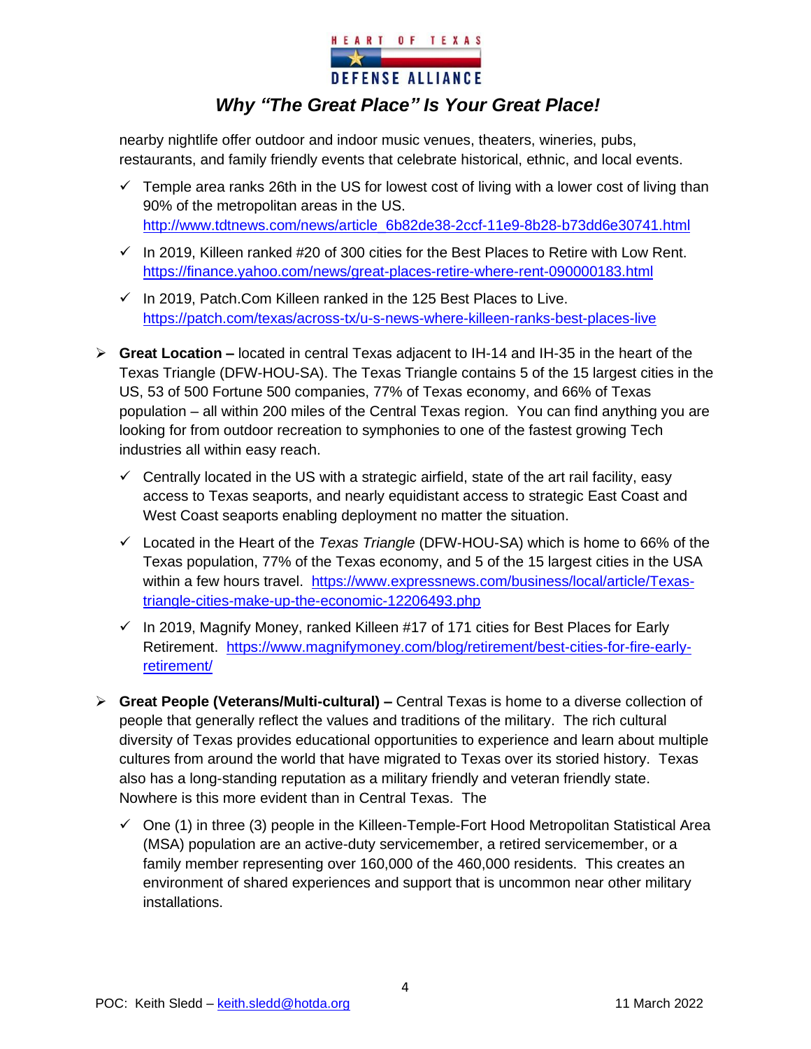nearby nightlife offer outdoor and indoor music venues, theaters, wineries, pubs, restaurants, and family friendly events that celebrate historical, ethnic, and local events.

- ✓ Temple area ranks 26th in the US for lowest cost of living with a lower cost of living than 90% of the metropolitan areas in the US. http://www.tdtnews.com/news/article_6b82de38-2ccf-11e9-8b28-b73dd6e30741.html
- ✓ In 2019, Killeen ranked #20 of 300 cities for the Best Places to Retire with Low Rent. https://finance.yahoo.com/news/great-places-retire-where-rent-090000183.html
- ✓ In 2019, Patch.Com Killeen ranked in the 125 Best Places to Live. https://patch.com/texas/across-tx/u-s-news-where-killeen-ranks-best-places-live

➢ **Great Location –** located in central Texas adjacent to IH-14 and IH-35 in the heart of the Texas Triangle (DFW-HOU-SA). The Texas Triangle contains 5 of the 15 largest cities in the US, 53 of 500 Fortune 500 companies, 77% of Texas economy, and 66% of Texas population – all within 200 miles of the Central Texas region. You can find anything you are looking for from outdoor recreation to symphonies to one of the fastest growing Tech industries all within easy reach.

- ✓ Centrally located in the US with a strategic airfield, state of the art rail facility, easy access to Texas seaports, and nearly equidistant access to strategic East Coast and West Coast seaports enabling deployment no matter the situation.
- ✓ Located in the Heart of the *Texas Triangle* (DFW-HOU-SA) which is home to 66% of the Texas population, 77% of the Texas economy, and 5 of the 15 largest cities in the USA within a few hours travel. https://www.expressnews.com/business/local/article/Texas-triangle-cities-make-up-the-economic-12206493.php
- ✓ In 2019, Magnify Money, ranked Killeen #17 of 171 cities for Best Places for Early Retirement. https://www.magnifymoney.com/blog/retirement/best-cities-for-fire-early-retirement/

➢ **Great People (Veterans/Multi-cultural) –** Central Texas is home to a diverse collection of people that generally reflect the values and traditions of the military. The rich cultural diversity of Texas provides educational opportunities to experience and learn about multiple cultures from around the world that have migrated to Texas over its storied history. Texas also has a long-standing reputation as a military friendly and veteran friendly state. Nowhere is this more evident than in Central Texas. The

- ✓ One (1) in three (3) people in the Killeen-Temple-Fort Hood Metropolitan Statistical Area (MSA) population are an active-duty servicemember, a retired servicemember, or a family member representing over 160,000 of the 460,000 residents. This creates an environment of shared experiences and support that is uncommon near other military installations.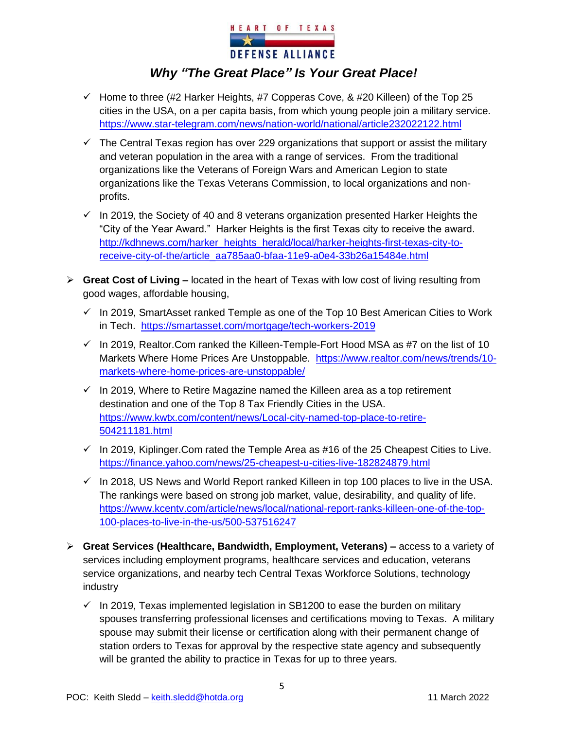## Why "The Great Place" Is Your Great Place!

- ✓ Home to three (#2 Harker Heights, #7 Copperas Cove, & #20 Killeen) of the Top 25 cities in the USA, on a per capita basis, from which young people join a military service. https://www.star-telegram.com/news/nation-world/national/article232022122.html
- ✓ The Central Texas region has over 229 organizations that support or assist the military and veteran population in the area with a range of services. From the traditional organizations like the Veterans of Foreign Wars and American Legion to state organizations like the Texas Veterans Commission, to local organizations and non-profits.
- ✓ In 2019, the Society of 40 and 8 veterans organization presented Harker Heights the "City of the Year Award." Harker Heights is the first Texas city to receive the award. http://kdhnews.com/harker_heights_herald/local/harker-heights-first-texas-city-to-receive-city-of-the/article_aa785aa0-bfaa-11e9-a0e4-33b26a15484e.html

➢ **Great Cost of Living –** located in the heart of Texas with low cost of living resulting from good wages, affordable housing,

- ✓ In 2019, SmartAsset ranked Temple as one of the Top 10 Best American Cities to Work in Tech. https://smartasset.com/mortgage/tech-workers-2019
- ✓ In 2019, Realtor.Com ranked the Killeen-Temple-Fort Hood MSA as #7 on the list of 10 Markets Where Home Prices Are Unstoppable. https://www.realtor.com/news/trends/10-markets-where-home-prices-are-unstoppable/
- ✓ In 2019, Where to Retire Magazine named the Killeen area as a top retirement destination and one of the Top 8 Tax Friendly Cities in the USA. https://www.kwtx.com/content/news/Local-city-named-top-place-to-retire-504211181.html
- ✓ In 2019, Kiplinger.Com rated the Temple Area as #16 of the 25 Cheapest Cities to Live. https://finance.yahoo.com/news/25-cheapest-u-cities-live-182824879.html
- ✓ In 2018, US News and World Report ranked Killeen in top 100 places to live in the USA. The rankings were based on strong job market, value, desirability, and quality of life. https://www.kcentv.com/article/news/local/national-report-ranks-killeen-one-of-the-top-100-places-to-live-in-the-us/500-537516247

➢ **Great Services (Healthcare, Bandwidth, Employment, Veterans) –** access to a variety of services including employment programs, healthcare services and education, veterans service organizations, and nearby tech Central Texas Workforce Solutions, technology industry

- ✓ In 2019, Texas implemented legislation in SB1200 to ease the burden on military spouses transferring professional licenses and certifications moving to Texas. A military spouse may submit their license or certification along with their permanent change of station orders to Texas for approval by the respective state agency and subsequently will be granted the ability to practice in Texas for up to three years.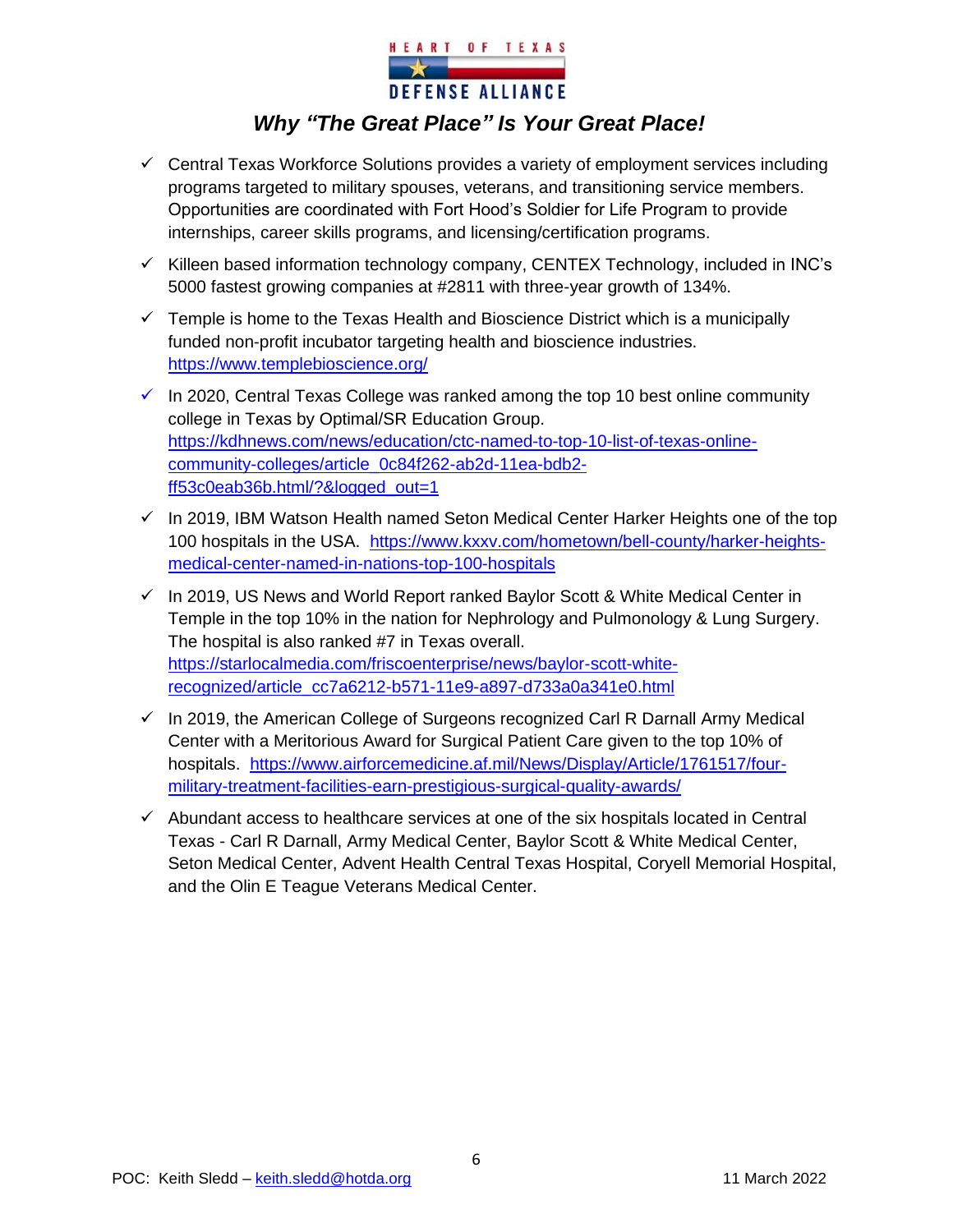# Why "The Great Place" Is Your Great Place!

- ✓ Central Texas Workforce Solutions provides a variety of employment services including programs targeted to military spouses, veterans, and transitioning service members. Opportunities are coordinated with Fort Hood's Soldier for Life Program to provide internships, career skills programs, and licensing/certification programs.
- ✓ Killeen based information technology company, CENTEX Technology, included in INC's 5000 fastest growing companies at #2811 with three-year growth of 134%.
- ✓ Temple is home to the Texas Health and Bioscience District which is a municipally funded non-profit incubator targeting health and bioscience industries. https://www.templebioscience.org/
- ✓ In 2020, Central Texas College was ranked among the top 10 best online community college in Texas by Optimal/SR Education Group. https://kdhnews.com/news/education/ctc-named-to-top-10-list-of-texas-online-community-colleges/article_0c84f262-ab2d-11ea-bdb2-ff53c0eab36b.html/?&logged_out=1
- ✓ In 2019, IBM Watson Health named Seton Medical Center Harker Heights one of the top 100 hospitals in the USA. https://www.kxxv.com/hometown/bell-county/harker-heights-medical-center-named-in-nations-top-100-hospitals
- ✓ In 2019, US News and World Report ranked Baylor Scott & White Medical Center in Temple in the top 10% in the nation for Nephrology and Pulmonology & Lung Surgery. The hospital is also ranked #7 in Texas overall. https://starlocalmedia.com/friscoenterprise/news/baylor-scott-white-recognized/article_cc7a6212-b571-11e9-a897-d733a0a341e0.html
- ✓ In 2019, the American College of Surgeons recognized Carl R Darnall Army Medical Center with a Meritorious Award for Surgical Patient Care given to the top 10% of hospitals. https://www.airforcemedicine.af.mil/News/Display/Article/1761517/four-military-treatment-facilities-earn-prestigious-surgical-quality-awards/
- ✓ Abundant access to healthcare services at one of the six hospitals located in Central Texas - Carl R Darnall, Army Medical Center, Baylor Scott & White Medical Center, Seton Medical Center, Advent Health Central Texas Hospital, Coryell Memorial Hospital, and the Olin E Teague Veterans Medical Center.

POC: Keith Sledd – keith.sledd@hotda.org 11 March 2022